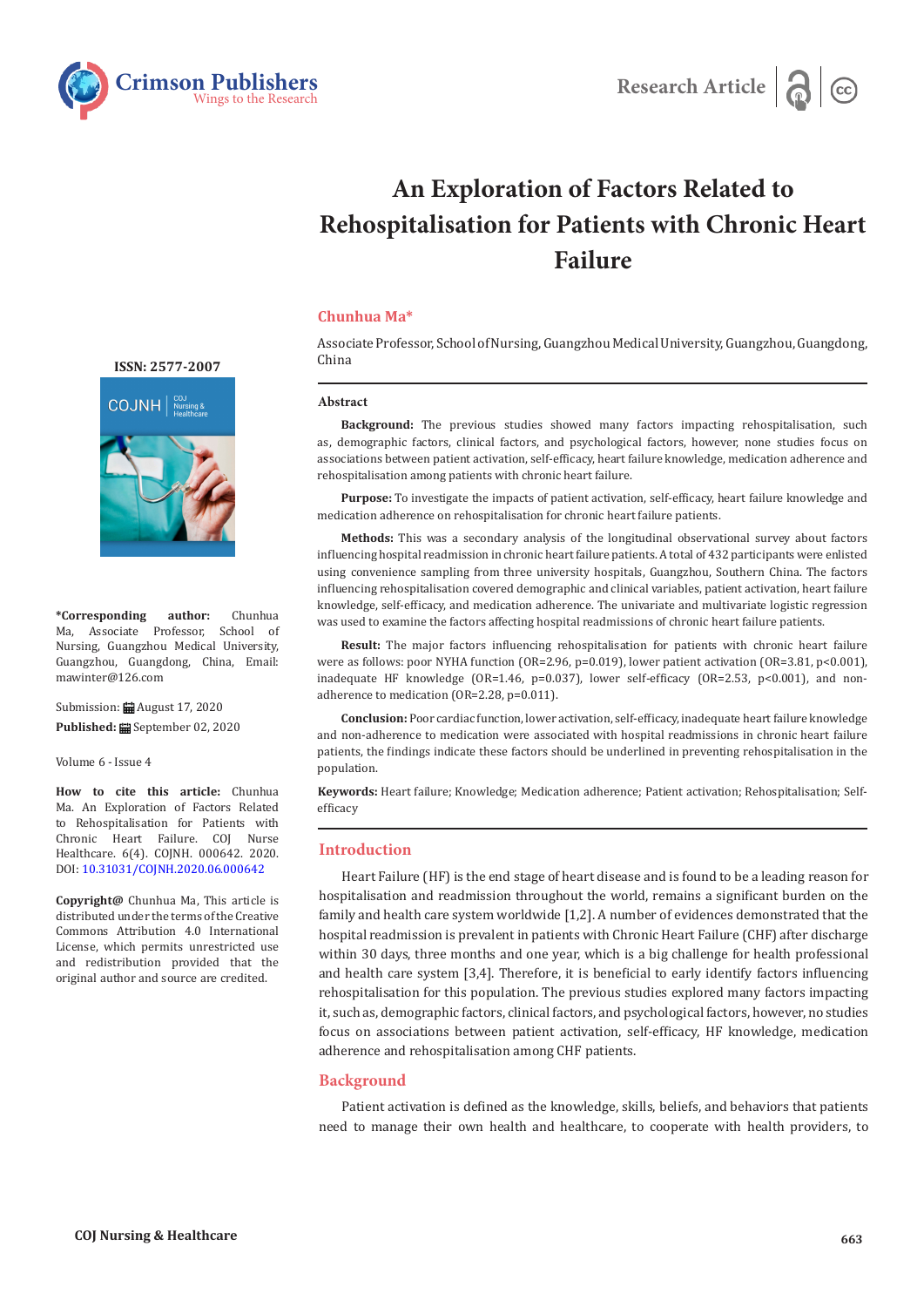Research Article

# An Exploration of Factors Related to Rehospitalisation for Patients with Chronic Heart Failure

**Chunhua Ma***

Associate Professor, School of Nursing, Guangzhou Medical University, Guangzhou, Guangdong, China

ISSN: 2577-2007

**\*Corresponding author:** Chunhua Ma, Associate Professor, School of Nursing, Guangzhou Medical University, Guangzhou, Guangdong, China, Email: mawinter@126.com

Submission: August 17, 2020

**Published:** September 02, 2020

Volume 6 - Issue 4

**How to cite this article:** Chunhua Ma. An Exploration of Factors Related to Rehospitalisation for Patients with Chronic Heart Failure. COJ Nurse Healthcare. 6(4). COJNH. 000642. 2020. DOI: 10.31031/COJNH.2020.06.000642

**Copyright@** Chunhua Ma, This article is distributed under the terms of the Creative Commons Attribution 4.0 International License, which permits unrestricted use and redistribution provided that the original author and source are credited.

## Abstract

**Background:** The previous studies showed many factors impacting rehospitalisation, such as, demographic factors, clinical factors, and psychological factors, however, none studies focus on associations between patient activation, self-efficacy, heart failure knowledge, medication adherence and rehospitalisation among patients with chronic heart failure.

**Purpose:** To investigate the impacts of patient activation, self-efficacy, heart failure knowledge and medication adherence on rehospitalisation for chronic heart failure patients.

**Methods:** This was a secondary analysis of the longitudinal observational survey about factors influencing hospital readmission in chronic heart failure patients. A total of 432 participants were enlisted using convenience sampling from three university hospitals, Guangzhou, Southern China. The factors influencing rehospitalisation covered demographic and clinical variables, patient activation, heart failure knowledge, self-efficacy, and medication adherence. The univariate and multivariate logistic regression was used to examine the factors affecting hospital readmissions of chronic heart failure patients.

**Result:** The major factors influencing rehospitalisation for patients with chronic heart failure were as follows: poor NYHA function (OR=2.96, p=0.019), lower patient activation (OR=3.81, p<0.001), inadequate HF knowledge (OR=1.46, p=0.037), lower self-efficacy (OR=2.53, p<0.001), and non-adherence to medication (OR=2.28, p=0.011).

**Conclusion:** Poor cardiac function, lower activation, self-efficacy, inadequate heart failure knowledge and non-adherence to medication were associated with hospital readmissions in chronic heart failure patients, the findings indicate these factors should be underlined in preventing rehospitalisation in the population.

**Keywords:** Heart failure; Knowledge; Medication adherence; Patient activation; Rehospitalisation; Self-efficacy

## Introduction

Heart Failure (HF) is the end stage of heart disease and is found to be a leading reason for hospitalisation and readmission throughout the world, remains a significant burden on the family and health care system worldwide [1,2]. A number of evidences demonstrated that the hospital readmission is prevalent in patients with Chronic Heart Failure (CHF) after discharge within 30 days, three months and one year, which is a big challenge for health professional and health care system [3,4]. Therefore, it is beneficial to early identify factors influencing rehospitalisation for this population. The previous studies explored many factors impacting it, such as, demographic factors, clinical factors, and psychological factors, however, no studies focus on associations between patient activation, self-efficacy, HF knowledge, medication adherence and rehospitalisation among CHF patients.

## Background

Patient activation is defined as the knowledge, skills, beliefs, and behaviors that patients need to manage their own health and healthcare, to cooperate with health providers, to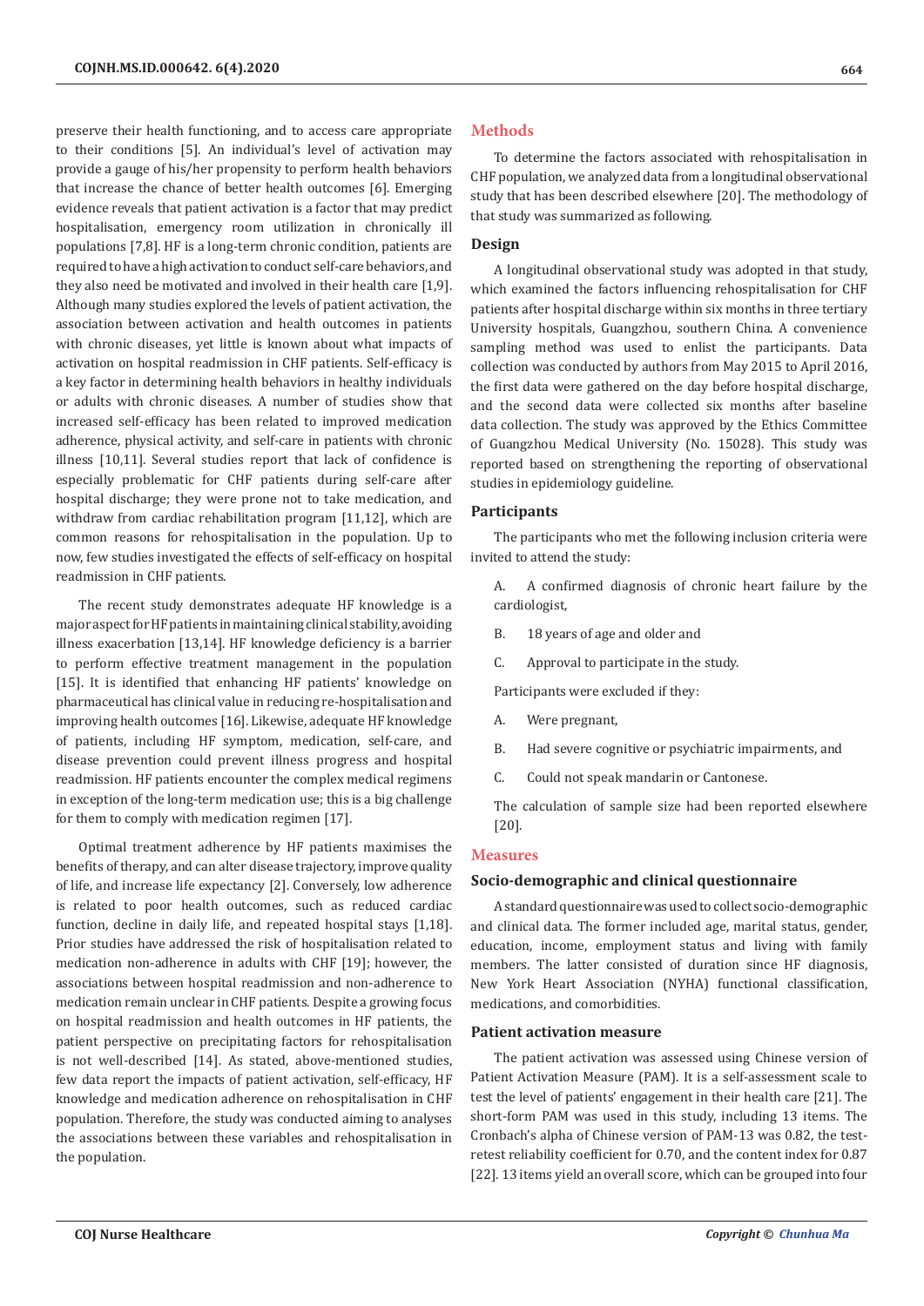preserve their health functioning, and to access care appropriate to their conditions [5]. An individual's level of activation may provide a gauge of his/her propensity to perform health behaviors that increase the chance of better health outcomes [6]. Emerging evidence reveals that patient activation is a factor that may predict hospitalisation, emergency room utilization in chronically ill populations [7,8]. HF is a long-term chronic condition, patients are required to have a high activation to conduct self-care behaviors, and they also need be motivated and involved in their health care [1,9]. Although many studies explored the levels of patient activation, the association between activation and health outcomes in patients with chronic diseases, yet little is known about what impacts of activation on hospital readmission in CHF patients. Self-efficacy is a key factor in determining health behaviors in healthy individuals or adults with chronic diseases. A number of studies show that increased self-efficacy has been related to improved medication adherence, physical activity, and self-care in patients with chronic illness [10,11]. Several studies report that lack of confidence is especially problematic for CHF patients during self-care after hospital discharge; they were prone not to take medication, and withdraw from cardiac rehabilitation program [11,12], which are common reasons for rehospitalisation in the population. Up to now, few studies investigated the effects of self-efficacy on hospital readmission in CHF patients.

The recent study demonstrates adequate HF knowledge is a major aspect for HF patients in maintaining clinical stability, avoiding illness exacerbation [13,14]. HF knowledge deficiency is a barrier to perform effective treatment management in the population [15]. It is identified that enhancing HF patients' knowledge on pharmaceutical has clinical value in reducing re-hospitalisation and improving health outcomes [16]. Likewise, adequate HF knowledge of patients, including HF symptom, medication, self-care, and disease prevention could prevent illness progress and hospital readmission. HF patients encounter the complex medical regimens in exception of the long-term medication use; this is a big challenge for them to comply with medication regimen [17].

Optimal treatment adherence by HF patients maximises the benefits of therapy, and can alter disease trajectory, improve quality of life, and increase life expectancy [2]. Conversely, low adherence is related to poor health outcomes, such as reduced cardiac function, decline in daily life, and repeated hospital stays [1,18]. Prior studies have addressed the risk of hospitalisation related to medication non-adherence in adults with CHF [19]; however, the associations between hospital readmission and non-adherence to medication remain unclear in CHF patients. Despite a growing focus on hospital readmission and health outcomes in HF patients, the patient perspective on precipitating factors for rehospitalisation is not well-described [14]. As stated, above-mentioned studies, few data report the impacts of patient activation, self-efficacy, HF knowledge and medication adherence on rehospitalisation in CHF population. Therefore, the study was conducted aiming to analyses the associations between these variables and rehospitalisation in the population.

## Methods

To determine the factors associated with rehospitalisation in CHF population, we analyzed data from a longitudinal observational study that has been described elsewhere [20]. The methodology of that study was summarized as following.

### Design

A longitudinal observational study was adopted in that study, which examined the factors influencing rehospitalisation for CHF patients after hospital discharge within six months in three tertiary University hospitals, Guangzhou, southern China. A convenience sampling method was used to enlist the participants. Data collection was conducted by authors from May 2015 to April 2016, the first data were gathered on the day before hospital discharge, and the second data were collected six months after baseline data collection. The study was approved by the Ethics Committee of Guangzhou Medical University (No. 15028). This study was reported based on strengthening the reporting of observational studies in epidemiology guideline.

### Participants

The participants who met the following inclusion criteria were invited to attend the study:

A. A confirmed diagnosis of chronic heart failure by the cardiologist,

B. 18 years of age and older and

C. Approval to participate in the study.

Participants were excluded if they:

A. Were pregnant,

B. Had severe cognitive or psychiatric impairments, and

C. Could not speak mandarin or Cantonese.

The calculation of sample size had been reported elsewhere [20].

## Measures

### Socio-demographic and clinical questionnaire

A standard questionnaire was used to collect socio-demographic and clinical data. The former included age, marital status, gender, education, income, employment status and living with family members. The latter consisted of duration since HF diagnosis, New York Heart Association (NYHA) functional classification, medications, and comorbidities.

### Patient activation measure

The patient activation was assessed using Chinese version of Patient Activation Measure (PAM). It is a self-assessment scale to test the level of patients' engagement in their health care [21]. The short-form PAM was used in this study, including 13 items. The Cronbach's alpha of Chinese version of PAM-13 was 0.82, the test-retest reliability coefficient for 0.70, and the content index for 0.87 [22]. 13 items yield an overall score, which can be grouped into four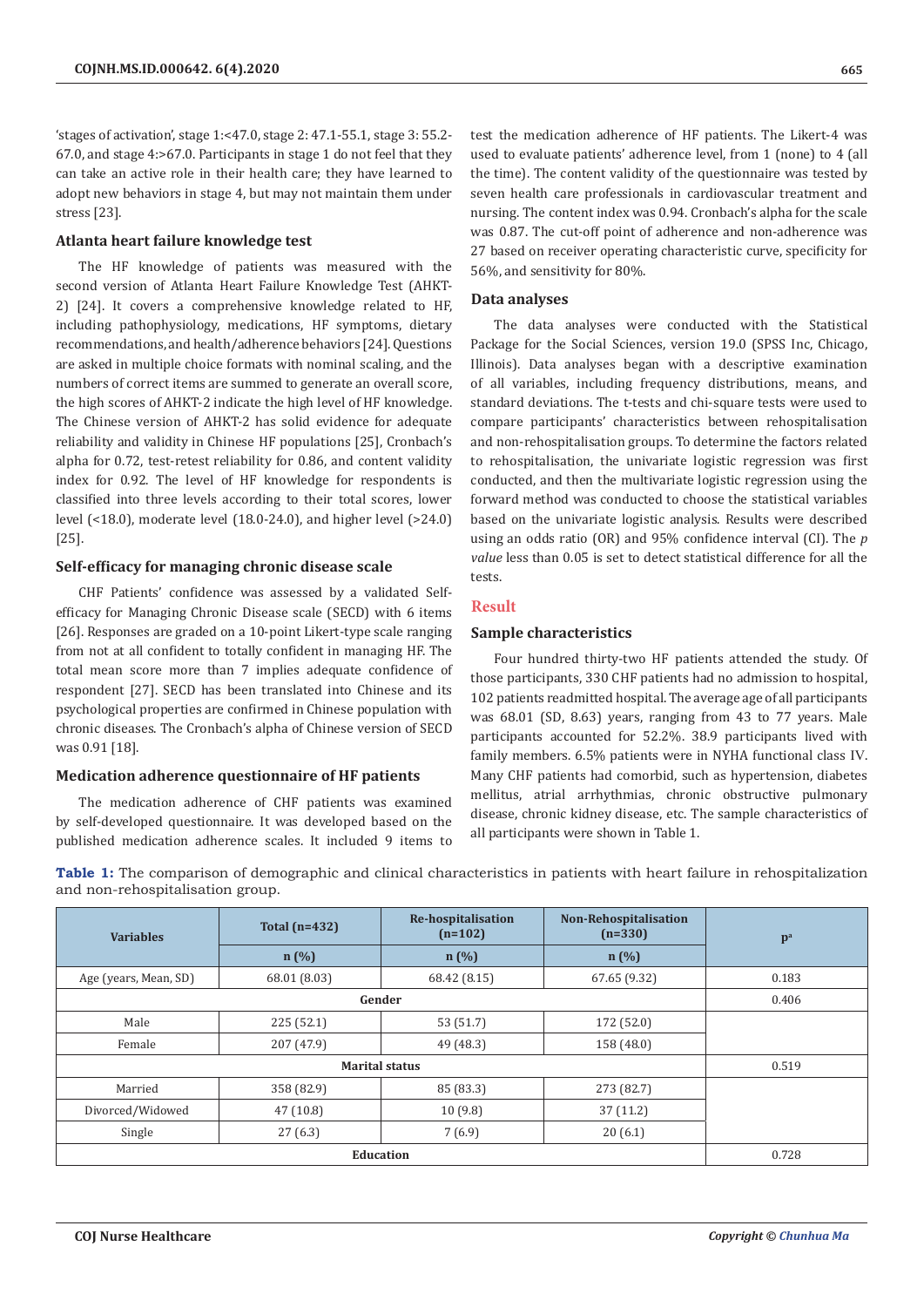'stages of activation', stage 1:<47.0, stage 2: 47.1-55.1, stage 3: 55.2-67.0, and stage 4:>67.0. Participants in stage 1 do not feel that they can take an active role in their health care; they have learned to adopt new behaviors in stage 4, but may not maintain them under stress [23].

### Atlanta heart failure knowledge test

The HF knowledge of patients was measured with the second version of Atlanta Heart Failure Knowledge Test (AHKT-2) [24]. It covers a comprehensive knowledge related to HF, including pathophysiology, medications, HF symptoms, dietary recommendations, and health/adherence behaviors [24]. Questions are asked in multiple choice formats with nominal scaling, and the numbers of correct items are summed to generate an overall score, the high scores of AHKT-2 indicate the high level of HF knowledge. The Chinese version of AHKT-2 has solid evidence for adequate reliability and validity in Chinese HF populations [25], Cronbach's alpha for 0.72, test-retest reliability for 0.86, and content validity index for 0.92. The level of HF knowledge for respondents is classified into three levels according to their total scores, lower level (<18.0), moderate level (18.0-24.0), and higher level (>24.0) [25].

### Self-efficacy for managing chronic disease scale

CHF Patients' confidence was assessed by a validated Self-efficacy for Managing Chronic Disease scale (SECD) with 6 items [26]. Responses are graded on a 10-point Likert-type scale ranging from not at all confident to totally confident in managing HF. The total mean score more than 7 implies adequate confidence of respondent [27]. SECD has been translated into Chinese and its psychological properties are confirmed in Chinese population with chronic diseases. The Cronbach's alpha of Chinese version of SECD was 0.91 [18].

### Medication adherence questionnaire of HF patients

The medication adherence of CHF patients was examined by self-developed questionnaire. It was developed based on the published medication adherence scales. It included 9 items to test the medication adherence of HF patients. The Likert-4 was used to evaluate patients' adherence level, from 1 (none) to 4 (all the time). The content validity of the questionnaire was tested by seven health care professionals in cardiovascular treatment and nursing. The content index was 0.94. Cronbach's alpha for the scale was 0.87. The cut-off point of adherence and non-adherence was 27 based on receiver operating characteristic curve, specificity for 56%, and sensitivity for 80%.

### Data analyses

The data analyses were conducted with the Statistical Package for the Social Sciences, version 19.0 (SPSS Inc, Chicago, Illinois). Data analyses began with a descriptive examination of all variables, including frequency distributions, means, and standard deviations. The t-tests and chi-square tests were used to compare participants' characteristics between rehospitalisation and non-rehospitalisation groups. To determine the factors related to rehospitalisation, the univariate logistic regression was first conducted, and then the multivariate logistic regression using the forward method was conducted to choose the statistical variables based on the univariate logistic analysis. Results were described using an odds ratio (OR) and 95% confidence interval (CI). The *p value* less than 0.05 is set to detect statistical difference for all the tests.

## Result

### Sample characteristics

Four hundred thirty-two HF patients attended the study. Of those participants, 330 CHF patients had no admission to hospital, 102 patients readmitted hospital. The average age of all participants was 68.01 (SD, 8.63) years, ranging from 43 to 77 years. Male participants accounted for 52.2%. 38.9 participants lived with family members. 6.5% patients were in NYHA functional class IV. Many CHF patients had comorbid, such as hypertension, diabetes mellitus, atrial arrhythmias, chronic obstructive pulmonary disease, chronic kidney disease, etc. The sample characteristics of all participants were shown in Table 1.

**Table 1:** The comparison of demographic and clinical characteristics in patients with heart failure in rehospitalization and non-rehospitalisation group.

| Variables | Total (n=432) | Re-hospitalisation (n=102) | Non-Rehospitalisation (n=330) | p[a] |
|---|---|---|---|---|
| | n (%) | n (%) | n (%) | |
| Age (years, Mean, SD) | 68.01 (8.03) | 68.42 (8.15) | 67.65 (9.32) | 0.183 |
| Gender | | | | 0.406 |
| Male | 225 (52.1) | 53 (51.7) | 172 (52.0) | |
| Female | 207 (47.9) | 49 (48.3) | 158 (48.0) | |
| Marital status | | | | 0.519 |
| Married | 358 (82.9) | 85 (83.3) | 273 (82.7) | |
| Divorced/Widowed | 47 (10.8) | 10 (9.8) | 37 (11.2) | |
| Single | 27 (6.3) | 7 (6.9) | 20 (6.1) | |
| Education | | | | 0.728 |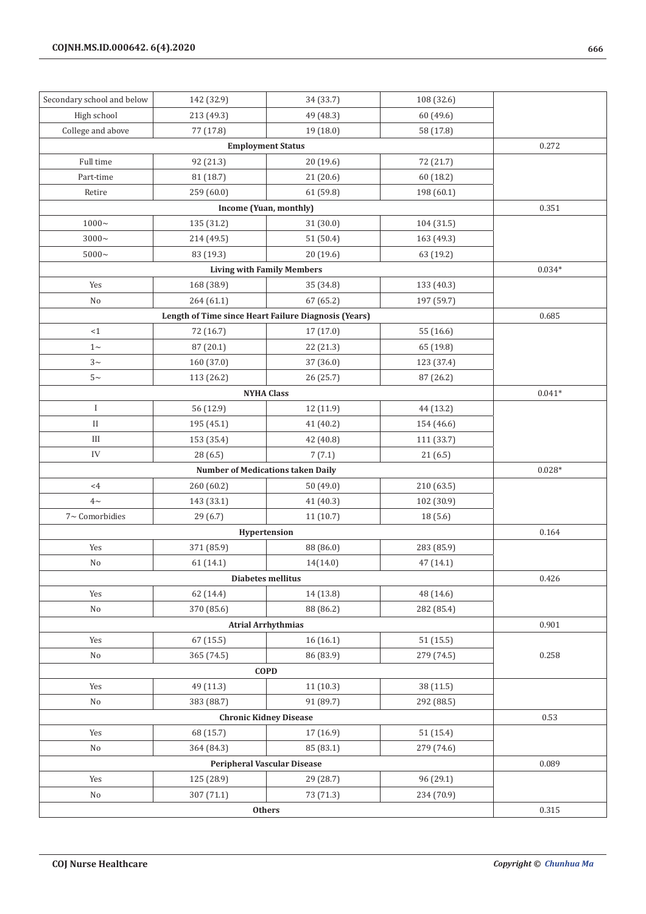| | | | | |
|---|---|---|---|---|
| Secondary school and below | 142 (32.9) | 34 (33.7) | 108 (32.6) | |
| High school | 213 (49.3) | 49 (48.3) | 60 (49.6) | |
| College and above | 77 (17.8) | 19 (18.0) | 58 (17.8) | |
| **Employment Status** | | | | 0.272 |
| Full time | 92 (21.3) | 20 (19.6) | 72 (21.7) | |
| Part-time | 81 (18.7) | 21 (20.6) | 60 (18.2) | |
| Retire | 259 (60.0) | 61 (59.8) | 198 (60.1) | |
| **Income (Yuan, monthly)** | | | | 0.351 |
| 1000~ | 135 (31.2) | 31 (30.0) | 104 (31.5) | |
| 3000~ | 214 (49.5) | 51 (50.4) | 163 (49.3) | |
| 5000~ | 83 (19.3) | 20 (19.6) | 63 (19.2) | |
| **Living with Family Members** | | | | 0.034* |
| Yes | 168 (38.9) | 35 (34.8) | 133 (40.3) | |
| No | 264 (61.1) | 67 (65.2) | 197 (59.7) | |
| **Length of Time since Heart Failure Diagnosis (Years)** | | | | 0.685 |
| <1 | 72 (16.7) | 17 (17.0) | 55 (16.6) | |
| 1~ | 87 (20.1) | 22 (21.3) | 65 (19.8) | |
| 3~ | 160 (37.0) | 37 (36.0) | 123 (37.4) | |
| 5~ | 113 (26.2) | 26 (25.7) | 87 (26.2) | |
| **NYHA Class** | | | | 0.041* |
| I | 56 (12.9) | 12 (11.9) | 44 (13.2) | |
| II | 195 (45.1) | 41 (40.2) | 154 (46.6) | |
| III | 153 (35.4) | 42 (40.8) | 111 (33.7) | |
| IV | 28 (6.5) | 7 (7.1) | 21 (6.5) | |
| **Number of Medications taken Daily** | | | | 0.028* |
| <4 | 260 (60.2) | 50 (49.0) | 210 (63.5) | |
| 4~ | 143 (33.1) | 41 (40.3) | 102 (30.9) | |
| 7~ Comorbidies | 29 (6.7) | 11 (10.7) | 18 (5.6) | |
| **Hypertension** | | | | 0.164 |
| Yes | 371 (85.9) | 88 (86.0) | 283 (85.9) | |
| No | 61 (14.1) | 14(14.0) | 47 (14.1) | |
| **Diabetes mellitus** | | | | 0.426 |
| Yes | 62 (14.4) | 14 (13.8) | 48 (14.6) | |
| No | 370 (85.6) | 88 (86.2) | 282 (85.4) | |
| **Atrial Arrhythmias** | | | | 0.901 |
| Yes | 67 (15.5) | 16 (16.1) | 51 (15.5) | |
| No | 365 (74.5) | 86 (83.9) | 279 (74.5) | 0.258 |
| **COPD** | | | | |
| Yes | 49 (11.3) | 11 (10.3) | 38 (11.5) | |
| No | 383 (88.7) | 91 (89.7) | 292 (88.5) | |
| **Chronic Kidney Disease** | | | | 0.53 |
| Yes | 68 (15.7) | 17 (16.9) | 51 (15.4) | |
| No | 364 (84.3) | 85 (83.1) | 279 (74.6) | |
| **Peripheral Vascular Disease** | | | | 0.089 |
| Yes | 125 (28.9) | 29 (28.7) | 96 (29.1) | |
| No | 307 (71.1) | 73 (71.3) | 234 (70.9) | |
| **Others** | | | | 0.315 |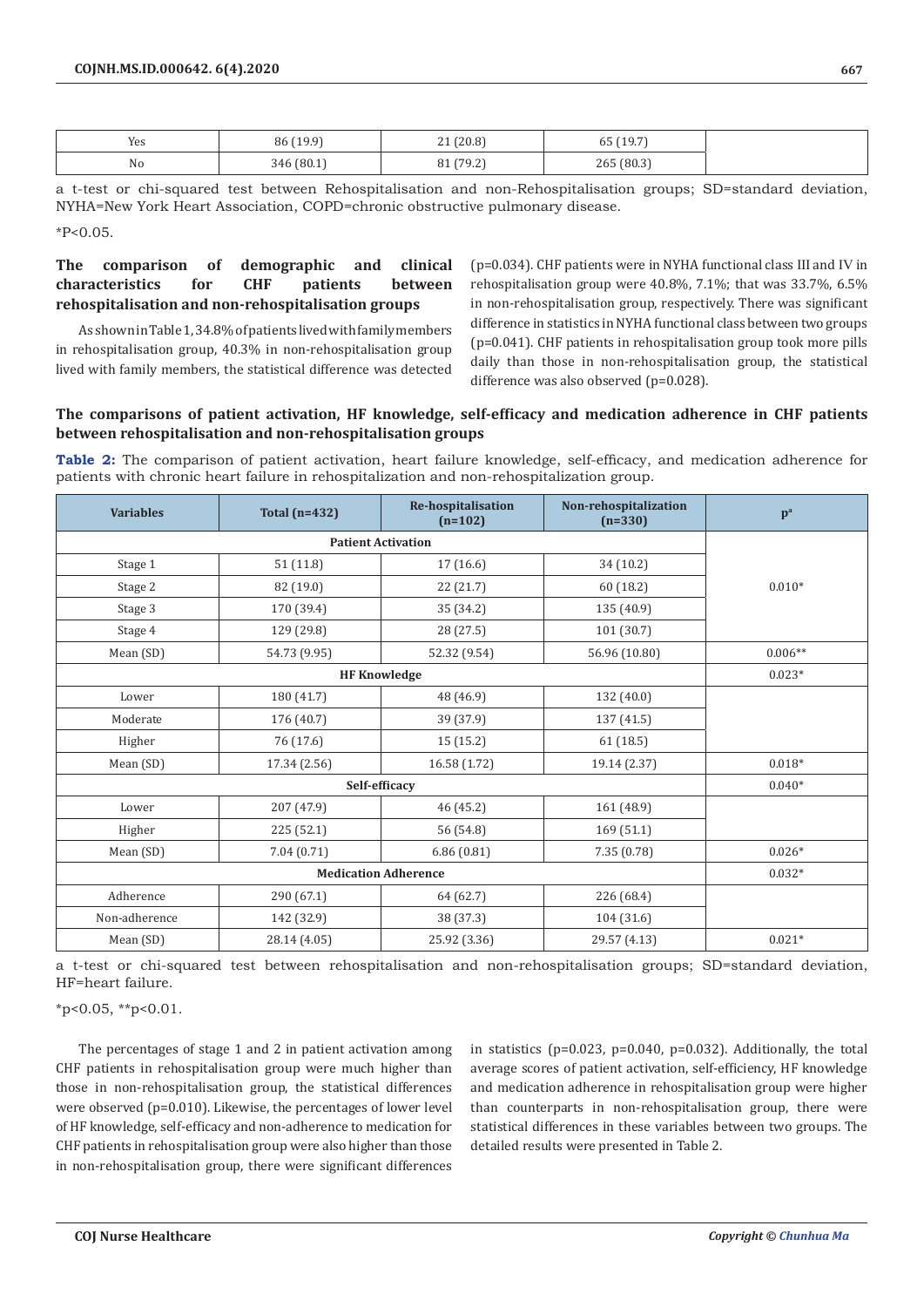| Yes | 86 (19.9) | 21 (20.8) | 65 (19.7) | |
|---|---|---|---|---|
| No | 346 (80.1) | 81 (79.2) | 265 (80.3) | |

a t-test or chi-squared test between Rehospitalisation and non-Rehospitalisation groups; SD=standard deviation, NYHA=New York Heart Association, COPD=chronic obstructive pulmonary disease.

*P<0.05.

### The comparison of demographic and clinical characteristics for CHF patients between rehospitalisation and non-rehospitalisation groups

As shown in Table 1, 34.8% of patients lived with family members in rehospitalisation group, 40.3% in non-rehospitalisation group lived with family members, the statistical difference was detected (p=0.034). CHF patients were in NYHA functional class III and IV in rehospitalisation group were 40.8%, 7.1%; that was 33.7%, 6.5% in non-rehospitalisation group, respectively. There was significant difference in statistics in NYHA functional class between two groups (p=0.041). CHF patients in rehospitalisation group took more pills daily than those in non-rehospitalisation group, the statistical difference was also observed (p=0.028).

### The comparisons of patient activation, HF knowledge, self-efficacy and medication adherence in CHF patients between rehospitalisation and non-rehospitalisation groups

**Table 2:** The comparison of patient activation, heart failure knowledge, self-efficacy, and medication adherence for patients with chronic heart failure in rehospitalization and non-rehospitalization group.

| Variables | Total (n=432) | Re-hospitalisation (n=102) | Non-rehospitalization (n=330) | p[a] |
|---|---|---|---|---|
| **Patient Activation** | | | | 0.010* |
| Stage 1 | 51 (11.8) | 17 (16.6) | 34 (10.2) | |
| Stage 2 | 82 (19.0) | 22 (21.7) | 60 (18.2) | |
| Stage 3 | 170 (39.4) | 35 (34.2) | 135 (40.9) | |
| Stage 4 | 129 (29.8) | 28 (27.5) | 101 (30.7) | |
| Mean (SD) | 54.73 (9.95) | 52.32 (9.54) | 56.96 (10.80) | 0.006** |
| **HF Knowledge** | | | | 0.023* |
| Lower | 180 (41.7) | 48 (46.9) | 132 (40.0) | |
| Moderate | 176 (40.7) | 39 (37.9) | 137 (41.5) | |
| Higher | 76 (17.6) | 15 (15.2) | 61 (18.5) | |
| Mean (SD) | 17.34 (2.56) | 16.58 (1.72) | 19.14 (2.37) | 0.018* |
| **Self-efficacy** | | | | 0.040* |
| Lower | 207 (47.9) | 46 (45.2) | 161 (48.9) | |
| Higher | 225 (52.1) | 56 (54.8) | 169 (51.1) | |
| Mean (SD) | 7.04 (0.71) | 6.86 (0.81) | 7.35 (0.78) | 0.026* |
| **Medication Adherence** | | | | 0.032* |
| Adherence | 290 (67.1) | 64 (62.7) | 226 (68.4) | |
| Non-adherence | 142 (32.9) | 38 (37.3) | 104 (31.6) | |
| Mean (SD) | 28.14 (4.05) | 25.92 (3.36) | 29.57 (4.13) | 0.021* |

a t-test or chi-squared test between rehospitalisation and non-rehospitalisation groups; SD=standard deviation, HF=heart failure.

*p<0.05, **p<0.01.

The percentages of stage 1 and 2 in patient activation among CHF patients in rehospitalisation group were much higher than those in non-rehospitalisation group, the statistical differences were observed (p=0.010). Likewise, the percentages of lower level of HF knowledge, self-efficacy and non-adherence to medication for CHF patients in rehospitalisation group were also higher than those in non-rehospitalisation group, there were significant differences in statistics (p=0.023, p=0.040, p=0.032). Additionally, the total average scores of patient activation, self-efficiency, HF knowledge and medication adherence in rehospitalisation group were higher than counterparts in non-rehospitalisation group, there were statistical differences in these variables between two groups. The detailed results were presented in Table 2.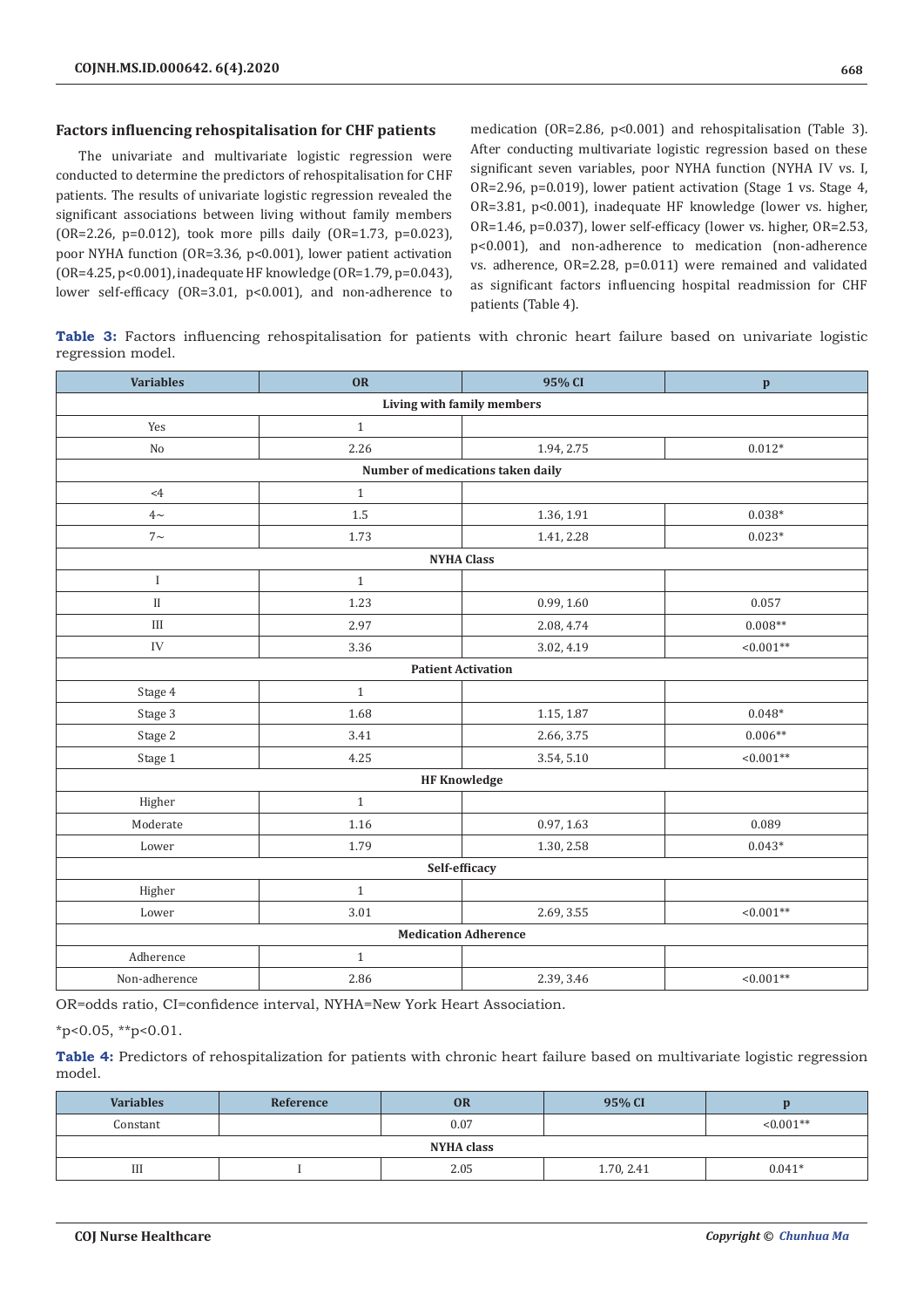### Factors influencing rehospitalisation for CHF patients

The univariate and multivariate logistic regression were conducted to determine the predictors of rehospitalisation for CHF patients. The results of univariate logistic regression revealed the significant associations between living without family members (OR=2.26, p=0.012), took more pills daily (OR=1.73, p=0.023), poor NYHA function (OR=3.36, p<0.001), lower patient activation (OR=4.25, p<0.001), inadequate HF knowledge (OR=1.79, p=0.043), lower self-efficacy (OR=3.01, p<0.001), and non-adherence to medication (OR=2.86, p<0.001) and rehospitalisation (Table 3). After conducting multivariate logistic regression based on these significant seven variables, poor NYHA function (NYHA IV vs. I, OR=2.96, p=0.019), lower patient activation (Stage 1 vs. Stage 4, OR=3.81, p<0.001), inadequate HF knowledge (lower vs. higher, OR=1.46, p=0.037), lower self-efficacy (lower vs. higher, OR=2.53, p<0.001), and non-adherence to medication (non-adherence vs. adherence, OR=2.28, p=0.011) were remained and validated as significant factors influencing hospital readmission for CHF patients (Table 4).

**Table 3:** Factors influencing rehospitalisation for patients with chronic heart failure based on univariate logistic regression model.

| Variables | OR | 95% CI | p |
|---|---|---|---|
| **Living with family members** | | | |
| Yes | 1 | | |
| No | 2.26 | 1.94, 2.75 | 0.012* |
| **Number of medications taken daily** | | | |
| <4 | 1 | | |
| 4~ | 1.5 | 1.36, 1.91 | 0.038* |
| 7~ | 1.73 | 1.41, 2.28 | 0.023* |
| **NYHA Class** | | | |
| I | 1 | | |
| II | 1.23 | 0.99, 1.60 | 0.057 |
| III | 2.97 | 2.08, 4.74 | 0.008** |
| IV | 3.36 | 3.02, 4.19 | <0.001** |
| **Patient Activation** | | | |
| Stage 4 | 1 | | |
| Stage 3 | 1.68 | 1.15, 1.87 | 0.048* |
| Stage 2 | 3.41 | 2.66, 3.75 | 0.006** |
| Stage 1 | 4.25 | 3.54, 5.10 | <0.001** |
| **HF Knowledge** | | | |
| Higher | 1 | | |
| Moderate | 1.16 | 0.97, 1.63 | 0.089 |
| Lower | 1.79 | 1.30, 2.58 | 0.043* |
| **Self-efficacy** | | | |
| Higher | 1 | | |
| Lower | 3.01 | 2.69, 3.55 | <0.001** |
| **Medication Adherence** | | | |
| Adherence | 1 | | |
| Non-adherence | 2.86 | 2.39, 3.46 | <0.001** |

OR=odds ratio, CI=confidence interval, NYHA=New York Heart Association.

*p<0.05, **p<0.01.

**Table 4:** Predictors of rehospitalization for patients with chronic heart failure based on multivariate logistic regression model.

| Variables | Reference | OR | 95% CI | p |
|---|---|---|---|---|
| Constant | | 0.07 | | <0.001** |
| **NYHA class** | | | | |
| III | I | 2.05 | 1.70, 2.41 | 0.041* |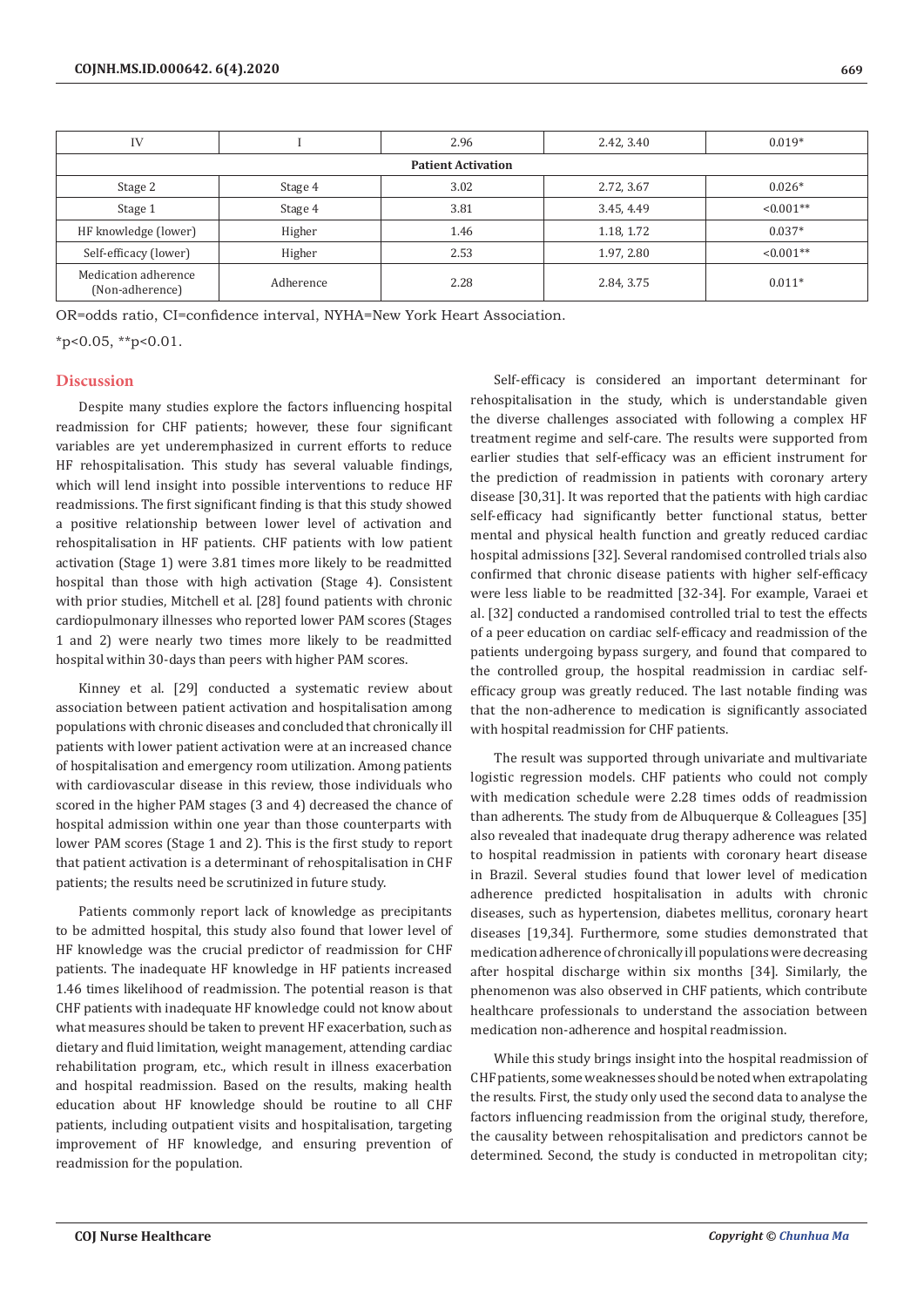| IV | I | 2.96 | 2.42, 3.40 | 0.019* |
|---|---|---|---|---|
| **Patient Activation** | | | | |
| Stage 2 | Stage 4 | 3.02 | 2.72, 3.67 | 0.026* |
| Stage 1 | Stage 4 | 3.81 | 3.45, 4.49 | <0.001** |
| HF knowledge (lower) | Higher | 1.46 | 1.18, 1.72 | 0.037* |
| Self-efficacy (lower) | Higher | 2.53 | 1.97, 2.80 | <0.001** |
| Medication adherence (Non-adherence) | Adherence | 2.28 | 2.84, 3.75 | 0.011* |

OR=odds ratio, CI=confidence interval, NYHA=New York Heart Association.

*p<0.05, **p<0.01.

## Discussion

Despite many studies explore the factors influencing hospital readmission for CHF patients; however, these four significant variables are yet underemphasized in current efforts to reduce HF rehospitalisation. This study has several valuable findings, which will lend insight into possible interventions to reduce HF readmissions. The first significant finding is that this study showed a positive relationship between lower level of activation and rehospitalisation in HF patients. CHF patients with low patient activation (Stage 1) were 3.81 times more likely to be readmitted hospital than those with high activation (Stage 4). Consistent with prior studies, Mitchell et al. [28] found patients with chronic cardiopulmonary illnesses who reported lower PAM scores (Stages 1 and 2) were nearly two times more likely to be readmitted hospital within 30-days than peers with higher PAM scores.

Kinney et al. [29] conducted a systematic review about association between patient activation and hospitalisation among populations with chronic diseases and concluded that chronically ill patients with lower patient activation were at an increased chance of hospitalisation and emergency room utilization. Among patients with cardiovascular disease in this review, those individuals who scored in the higher PAM stages (3 and 4) decreased the chance of hospital admission within one year than those counterparts with lower PAM scores (Stage 1 and 2). This is the first study to report that patient activation is a determinant of rehospitalisation in CHF patients; the results need be scrutinized in future study.

Patients commonly report lack of knowledge as precipitants to be admitted hospital, this study also found that lower level of HF knowledge was the crucial predictor of readmission for CHF patients. The inadequate HF knowledge in HF patients increased 1.46 times likelihood of readmission. The potential reason is that CHF patients with inadequate HF knowledge could not know about what measures should be taken to prevent HF exacerbation, such as dietary and fluid limitation, weight management, attending cardiac rehabilitation program, etc., which result in illness exacerbation and hospital readmission. Based on the results, making health education about HF knowledge should be routine to all CHF patients, including outpatient visits and hospitalisation, targeting improvement of HF knowledge, and ensuring prevention of readmission for the population.

Self-efficacy is considered an important determinant for rehospitalisation in the study, which is understandable given the diverse challenges associated with following a complex HF treatment regime and self-care. The results were supported from earlier studies that self-efficacy was an efficient instrument for the prediction of readmission in patients with coronary artery disease [30,31]. It was reported that the patients with high cardiac self-efficacy had significantly better functional status, better mental and physical health function and greatly reduced cardiac hospital admissions [32]. Several randomised controlled trials also confirmed that chronic disease patients with higher self-efficacy were less liable to be readmitted [32-34]. For example, Varaei et al. [32] conducted a randomised controlled trial to test the effects of a peer education on cardiac self-efficacy and readmission of the patients undergoing bypass surgery, and found that compared to the controlled group, the hospital readmission in cardiac self-efficacy group was greatly reduced. The last notable finding was that the non-adherence to medication is significantly associated with hospital readmission for CHF patients.

The result was supported through univariate and multivariate logistic regression models. CHF patients who could not comply with medication schedule were 2.28 times odds of readmission than adherents. The study from de Albuquerque & Colleagues [35] also revealed that inadequate drug therapy adherence was related to hospital readmission in patients with coronary heart disease in Brazil. Several studies found that lower level of medication adherence predicted hospitalisation in adults with chronic diseases, such as hypertension, diabetes mellitus, coronary heart diseases [19,34]. Furthermore, some studies demonstrated that medication adherence of chronically ill populations were decreasing after hospital discharge within six months [34]. Similarly, the phenomenon was also observed in CHF patients, which contribute healthcare professionals to understand the association between medication non-adherence and hospital readmission.

While this study brings insight into the hospital readmission of CHF patients, some weaknesses should be noted when extrapolating the results. First, the study only used the second data to analyse the factors influencing readmission from the original study, therefore, the causality between rehospitalisation and predictors cannot be determined. Second, the study is conducted in metropolitan city;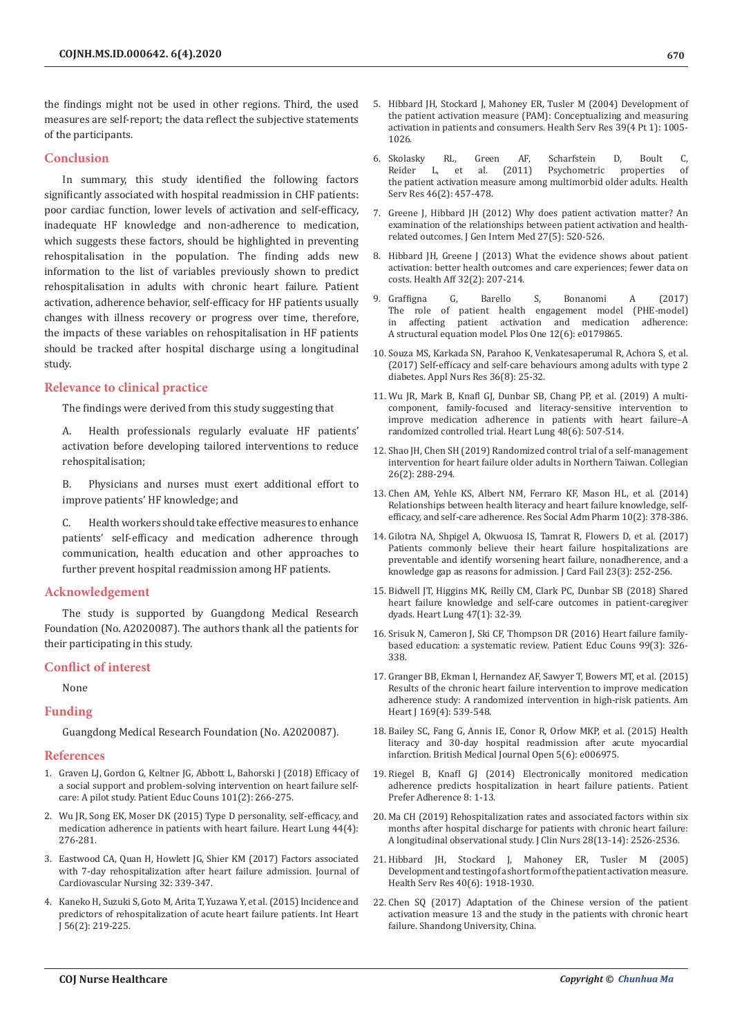the findings might not be used in other regions. Third, the used measures are self-report; the data reflect the subjective statements of the participants.

## Conclusion

In summary, this study identified the following factors significantly associated with hospital readmission in CHF patients: poor cardiac function, lower levels of activation and self-efficacy, inadequate HF knowledge and non-adherence to medication, which suggests these factors, should be highlighted in preventing rehospitalisation in the population. The finding adds new information to the list of variables previously shown to predict rehospitalisation in adults with chronic heart failure. Patient activation, adherence behavior, self-efficacy for HF patients usually changes with illness recovery or progress over time, therefore, the impacts of these variables on rehospitalisation in HF patients should be tracked after hospital discharge using a longitudinal study.

## Relevance to clinical practice

The findings were derived from this study suggesting that

A. Health professionals regularly evaluate HF patients' activation before developing tailored interventions to reduce rehospitalisation;

B. Physicians and nurses must exert additional effort to improve patients' HF knowledge; and

C. Health workers should take effective measures to enhance patients' self-efficacy and medication adherence through communication, health education and other approaches to further prevent hospital readmission among HF patients.

## Acknowledgement

The study is supported by Guangdong Medical Research Foundation (No. A2020087). The authors thank all the patients for their participating in this study.

## Conflict of interest

None

## Funding

Guangdong Medical Research Foundation (No. A2020087).

## References

1. Graven LJ, Gordon G, Keltner JG, Abbott L, Bahorski J (2018) Efficacy of a social support and problem-solving intervention on heart failure self-care: A pilot study. Patient Educ Couns 101(2): 266-275.
2. Wu JR, Song EK, Moser DK (2015) Type D personality, self-efficacy, and medication adherence in patients with heart failure. Heart Lung 44(4): 276-281.
3. Eastwood CA, Quan H, Howlett JG, Shier KM (2017) Factors associated with 7-day rehospitalization after heart failure admission. Journal of Cardiovascular Nursing 32: 339-347.
4. Kaneko H, Suzuki S, Goto M, Arita T, Yuzawa Y, et al. (2015) Incidence and predictors of rehospitalization of acute heart failure patients. Int Heart J 56(2): 219-225.
5. Hibbard JH, Stockard J, Mahoney ER, Tusler M (2004) Development of the patient activation measure (PAM): Conceptualizing and measuring activation in patients and consumers. Health Serv Res 39(4 Pt 1): 1005-1026.
6. Skolasky RL, Green AF, Scharfstein D, Boult C, Reider L, et al. (2011) Psychometric properties of the patient activation measure among multimorbid older adults. Health Serv Res 46(2): 457-478.
7. Greene J, Hibbard JH (2012) Why does patient activation matter? An examination of the relationships between patient activation and health-related outcomes. J Gen Intern Med 27(5): 520-526.
8. Hibbard JH, Greene J (2013) What the evidence shows about patient activation: better health outcomes and care experiences; fewer data on costs. Health Aff 32(2): 207-214.
9. Graffigna G, Barello S, Bonanomi A (2017) The role of patient health engagement model (PHE-model) in affecting patient activation and medication adherence: A structural equation model. Plos One 12(6): e0179865.
10. Souza MS, Karkada SN, Parahoo K, Venkatesaperumal R, Achora S, et al. (2017) Self-efficacy and self-care behaviours among adults with type 2 diabetes. Appl Nurs Res 36(8): 25-32.
11. Wu JR, Mark B, Knafl GJ, Dunbar SB, Chang PP, et al. (2019) A multi-component, family-focused and literacy-sensitive intervention to improve medication adherence in patients with heart failure–A randomized controlled trial. Heart Lung 48(6): 507-514.
12. Shao JH, Chen SH (2019) Randomized control trial of a self-management intervention for heart failure older adults in Northern Taiwan. Collegian 26(2): 288-294.
13. Chen AM, Yehle KS, Albert NM, Ferraro KF, Mason HL, et al. (2014) Relationships between health literacy and heart failure knowledge, self-efficacy, and self-care adherence. Res Social Adm Pharm 10(2): 378-386.
14. Gilotra NA, Shpigel A, Okwuosa IS, Tamrat R, Flowers D, et al. (2017) Patients commonly believe their heart failure hospitalizations are preventable and identify worsening heart failure, nonadherence, and a knowledge gap as reasons for admission. J Card Fail 23(3): 252-256.
15. Bidwell JT, Higgins MK, Reilly CM, Clark PC, Dunbar SB (2018) Shared heart failure knowledge and self-care outcomes in patient-caregiver dyads. Heart Lung 47(1): 32-39.
16. Srisuk N, Cameron J, Ski CF, Thompson DR (2016) Heart failure family-based education: a systematic review. Patient Educ Couns 99(3): 326-338.
17. Granger BB, Ekman I, Hernandez AF, Sawyer T, Bowers MT, et al. (2015) Results of the chronic heart failure intervention to improve medication adherence study: A randomized intervention in high-risk patients. Am Heart J 169(4): 539-548.
18. Bailey SC, Fang G, Annis IE, Conor R, Orlow MKP, et al. (2015) Health literacy and 30-day hospital readmission after acute myocardial infarction. British Medical Journal Open 5(6): e006975.
19. Riegel B, Knafl GJ (2014) Electronically monitored medication adherence predicts hospitalization in heart failure patients. Patient Prefer Adherence 8: 1-13.
20. Ma CH (2019) Rehospitalization rates and associated factors within six months after hospital discharge for patients with chronic heart failure: A longitudinal observational study. J Clin Nurs 28(13-14): 2526-2536.
21. Hibbard JH, Stockard J, Mahoney ER, Tusler M (2005) Development and testing of a short form of the patient activation measure. Health Serv Res 40(6): 1918-1930.
22. Chen SQ (2017) Adaptation of the Chinese version of the patient activation measure 13 and the study in the patients with chronic heart failure. Shandong University, China.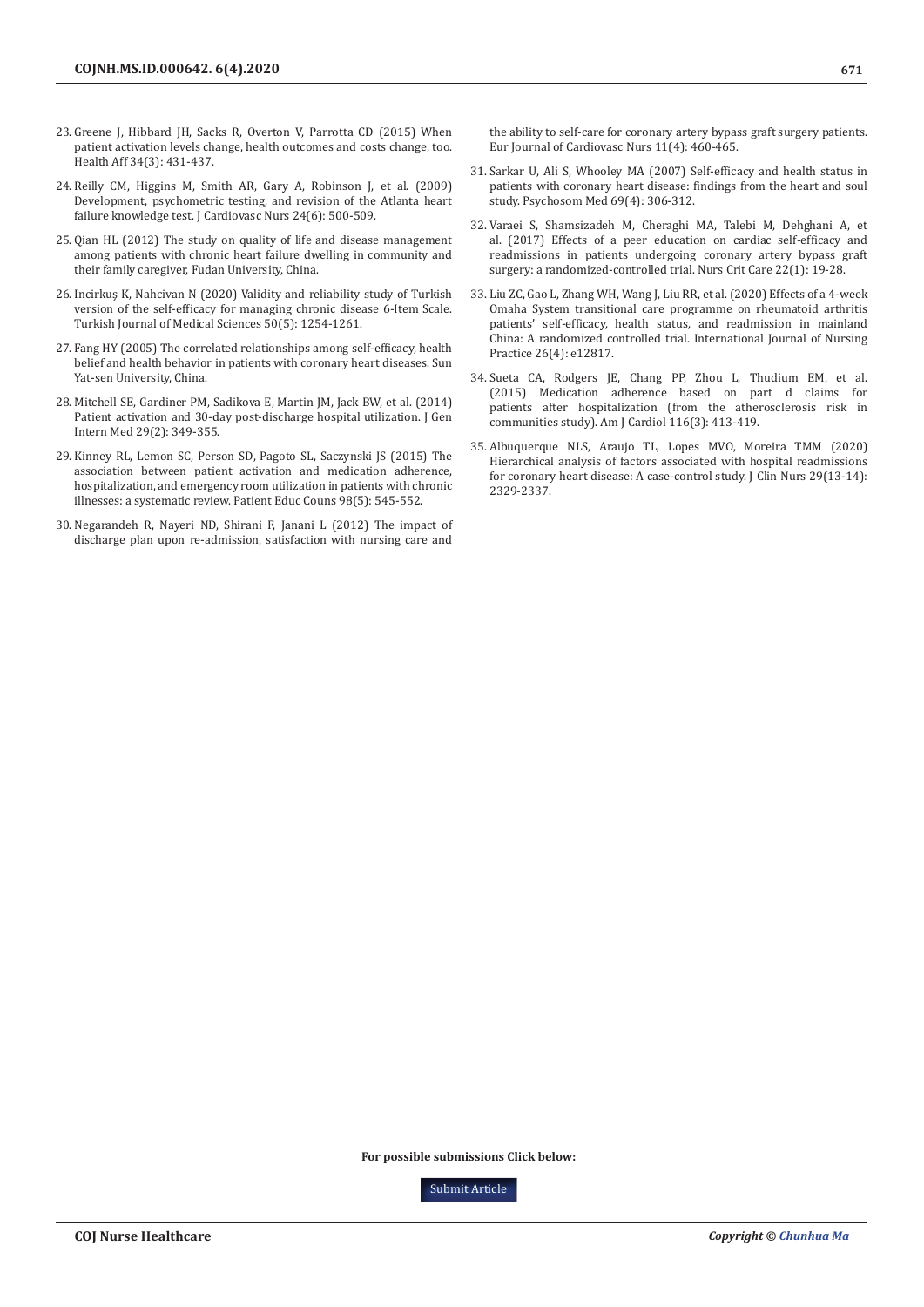23. Greene J, Hibbard JH, Sacks R, Overton V, Parrotta CD (2015) When patient activation levels change, health outcomes and costs change, too. Health Aff 34(3): 431-437.
24. Reilly CM, Higgins M, Smith AR, Gary A, Robinson J, et al. (2009) Development, psychometric testing, and revision of the Atlanta heart failure knowledge test. J Cardiovasc Nurs 24(6): 500-509.
25. Qian HL (2012) The study on quality of life and disease management among patients with chronic heart failure dwelling in community and their family caregiver, Fudan University, China.
26. Incirkuş K, Nahcivan N (2020) Validity and reliability study of Turkish version of the self-efficacy for managing chronic disease 6-Item Scale. Turkish Journal of Medical Sciences 50(5): 1254-1261.
27. Fang HY (2005) The correlated relationships among self-efficacy, health belief and health behavior in patients with coronary heart diseases. Sun Yat-sen University, China.
28. Mitchell SE, Gardiner PM, Sadikova E, Martin JM, Jack BW, et al. (2014) Patient activation and 30-day post-discharge hospital utilization. J Gen Intern Med 29(2): 349-355.
29. Kinney RL, Lemon SC, Person SD, Pagoto SL, Saczynski JS (2015) The association between patient activation and medication adherence, hospitalization, and emergency room utilization in patients with chronic illnesses: a systematic review. Patient Educ Couns 98(5): 545-552.
30. Negarandeh R, Nayeri ND, Shirani F, Janani L (2012) The impact of discharge plan upon re-admission, satisfaction with nursing care and the ability to self-care for coronary artery bypass graft surgery patients. Eur Journal of Cardiovasc Nurs 11(4): 460-465.
31. Sarkar U, Ali S, Whooley MA (2007) Self-efficacy and health status in patients with coronary heart disease: findings from the heart and soul study. Psychosom Med 69(4): 306-312.
32. Varaei S, Shamsizadeh M, Cheraghi MA, Talebi M, Dehghani A, et al. (2017) Effects of a peer education on cardiac self-efficacy and readmissions in patients undergoing coronary artery bypass graft surgery: a randomized-controlled trial. Nurs Crit Care 22(1): 19-28.
33. Liu ZC, Gao L, Zhang WH, Wang J, Liu RR, et al. (2020) Effects of a 4-week Omaha System transitional care programme on rheumatoid arthritis patients' self-efficacy, health status, and readmission in mainland China: A randomized controlled trial. International Journal of Nursing Practice 26(4): e12817.
34. Sueta CA, Rodgers JE, Chang PP, Zhou L, Thudium EM, et al. (2015) Medication adherence based on part d claims for patients after hospitalization (from the atherosclerosis risk in communities study). Am J Cardiol 116(3): 413-419.
35. Albuquerque NLS, Araujo TL, Lopes MVO, Moreira TMM (2020) Hierarchical analysis of factors associated with hospital readmissions for coronary heart disease: A case-control study. J Clin Nurs 29(13-14): 2329-2337.

**For possible submissions Click below:**

Submit Article